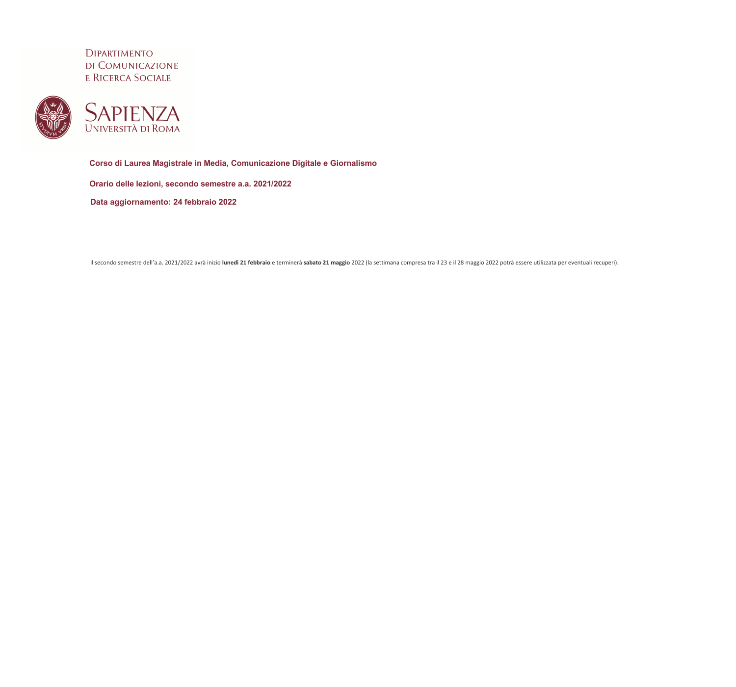Dipartimento
di Comunicazione
e Ricerca Sociale

Sapienza
Università di Roma

**Corso di Laurea Magistrale in Media, Comunicazione Digitale e Giornalismo**

**Orario delle lezioni, secondo semestre a.a. 2021/2022**

**Data aggiornamento: 24 febbraio 2022**

Il secondo semestre dell'a.a. 2021/2022 avrà inizio **lunedì 21 febbraio** e terminerà **sabato 21 maggio** 2022 (la settimana compresa tra il 23 e il 28 maggio 2022 potrà essere utilizzata per eventuali recuperi).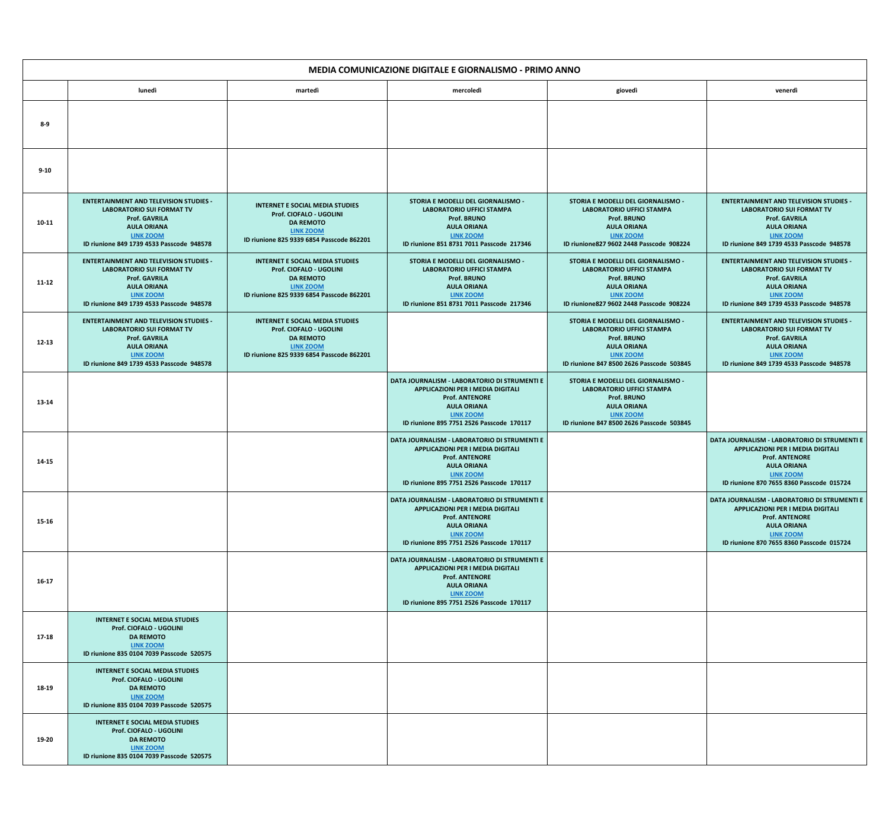| MEDIA COMUNICAZIONE DIGITALE E GIORNALISMO - PRIMO ANNO | | | | | |
|---|---|---|---|---|---|
| | **lunedì** | **martedì** | **mercoledì** | **giovedì** | **venerdì** |
| **8-9** | | | | | |
| **9-10** | | | | | |
| **10-11** | **ENTERTAINMENT AND TELEVISION STUDIES - LABORATORIO SUI FORMAT TV** **Prof. GAVRILA** **AULA ORIANA** **LINK ZOOM** **ID riunione 849 1739 4533 Passcode 948578** | **INTERNET E SOCIAL MEDIA STUDIES** **Prof. CIOFALO - UGOLINI** **DA REMOTO** **LINK ZOOM** **ID riunione 825 9339 6854 Passcode 862201** | **STORIA E MODELLI DEL GIORNALISMO - LABORATORIO UFFICI STAMPA** **Prof. BRUNO** **AULA ORIANA** **LINK ZOOM** **ID riunione 851 8731 7011 Passcode 217346** | **STORIA E MODELLI DEL GIORNALISMO - LABORATORIO UFFICI STAMPA** **Prof. BRUNO** **AULA ORIANA** **LINK ZOOM** **ID riunione827 9602 2448 Passcode 908224** | **ENTERTAINMENT AND TELEVISION STUDIES - LABORATORIO SUI FORMAT TV** **Prof. GAVRILA** **AULA ORIANA** **LINK ZOOM** **ID riunione 849 1739 4533 Passcode 948578** |
| **11-12** | **ENTERTAINMENT AND TELEVISION STUDIES - LABORATORIO SUI FORMAT TV** **Prof. GAVRILA** **AULA ORIANA** **LINK ZOOM** **ID riunione 849 1739 4533 Passcode 948578** | **INTERNET E SOCIAL MEDIA STUDIES** **Prof. CIOFALO - UGOLINI** **DA REMOTO** **LINK ZOOM** **ID riunione 825 9339 6854 Passcode 862201** | **STORIA E MODELLI DEL GIORNALISMO - LABORATORIO UFFICI STAMPA** **Prof. BRUNO** **AULA ORIANA** **LINK ZOOM** **ID riunione 851 8731 7011 Passcode 217346** | **STORIA E MODELLI DEL GIORNALISMO - LABORATORIO UFFICI STAMPA** **Prof. BRUNO** **AULA ORIANA** **LINK ZOOM** **ID riunione827 9602 2448 Passcode 908224** | **ENTERTAINMENT AND TELEVISION STUDIES - LABORATORIO SUI FORMAT TV** **Prof. GAVRILA** **AULA ORIANA** **LINK ZOOM** **ID riunione 849 1739 4533 Passcode 948578** |
| **12-13** | **ENTERTAINMENT AND TELEVISION STUDIES - LABORATORIO SUI FORMAT TV** **Prof. GAVRILA** **AULA ORIANA** **LINK ZOOM** **ID riunione 849 1739 4533 Passcode 948578** | **INTERNET E SOCIAL MEDIA STUDIES** **Prof. CIOFALO - UGOLINI** **DA REMOTO** **LINK ZOOM** **ID riunione 825 9339 6854 Passcode 862201** | | **STORIA E MODELLI DEL GIORNALISMO - LABORATORIO UFFICI STAMPA** **Prof. BRUNO** **AULA ORIANA** **LINK ZOOM** **ID riunione 847 8500 2626 Passcode 503845** | **ENTERTAINMENT AND TELEVISION STUDIES - LABORATORIO SUI FORMAT TV** **Prof. GAVRILA** **AULA ORIANA** **LINK ZOOM** **ID riunione 849 1739 4533 Passcode 948578** |
| **13-14** | | | **DATA JOURNALISM - LABORATORIO DI STRUMENTI E APPLICAZIONI PER I MEDIA DIGITALI** **Prof. ANTENORE** **AULA ORIANA** **LINK ZOOM** **ID riunione 895 7751 2526 Passcode 170117** | **STORIA E MODELLI DEL GIORNALISMO - LABORATORIO UFFICI STAMPA** **Prof. BRUNO** **AULA ORIANA** **LINK ZOOM** **ID riunione 847 8500 2626 Passcode 503845** | |
| **14-15** | | | **DATA JOURNALISM - LABORATORIO DI STRUMENTI E APPLICAZIONI PER I MEDIA DIGITALI** **Prof. ANTENORE** **AULA ORIANA** **LINK ZOOM** **ID riunione 895 7751 2526 Passcode 170117** | | **DATA JOURNALISM - LABORATORIO DI STRUMENTI E APPLICAZIONI PER I MEDIA DIGITALI** **Prof. ANTENORE** **AULA ORIANA** **LINK ZOOM** **ID riunione 870 7655 8360 Passcode 015724** |
| **15-16** | | | **DATA JOURNALISM - LABORATORIO DI STRUMENTI E APPLICAZIONI PER I MEDIA DIGITALI** **Prof. ANTENORE** **AULA ORIANA** **LINK ZOOM** **ID riunione 895 7751 2526 Passcode 170117** | | **DATA JOURNALISM - LABORATORIO DI STRUMENTI E APPLICAZIONI PER I MEDIA DIGITALI** **Prof. ANTENORE** **AULA ORIANA** **LINK ZOOM** **ID riunione 870 7655 8360 Passcode 015724** |
| **16-17** | | | **DATA JOURNALISM - LABORATORIO DI STRUMENTI E APPLICAZIONI PER I MEDIA DIGITALI** **Prof. ANTENORE** **AULA ORIANA** **LINK ZOOM** **ID riunione 895 7751 2526 Passcode 170117** | | |
| **17-18** | **INTERNET E SOCIAL MEDIA STUDIES** **Prof. CIOFALO - UGOLINI** **DA REMOTO** **LINK ZOOM** **ID riunione 835 0104 7039 Passcode 520575** | | | | |
| **18-19** | **INTERNET E SOCIAL MEDIA STUDIES** **Prof. CIOFALO - UGOLINI** **DA REMOTO** **LINK ZOOM** **ID riunione 835 0104 7039 Passcode 520575** | | | | |
| **19-20** | **INTERNET E SOCIAL MEDIA STUDIES** **Prof. CIOFALO - UGOLINI** **DA REMOTO** **LINK ZOOM** **ID riunione 835 0104 7039 Passcode 520575** | | | | |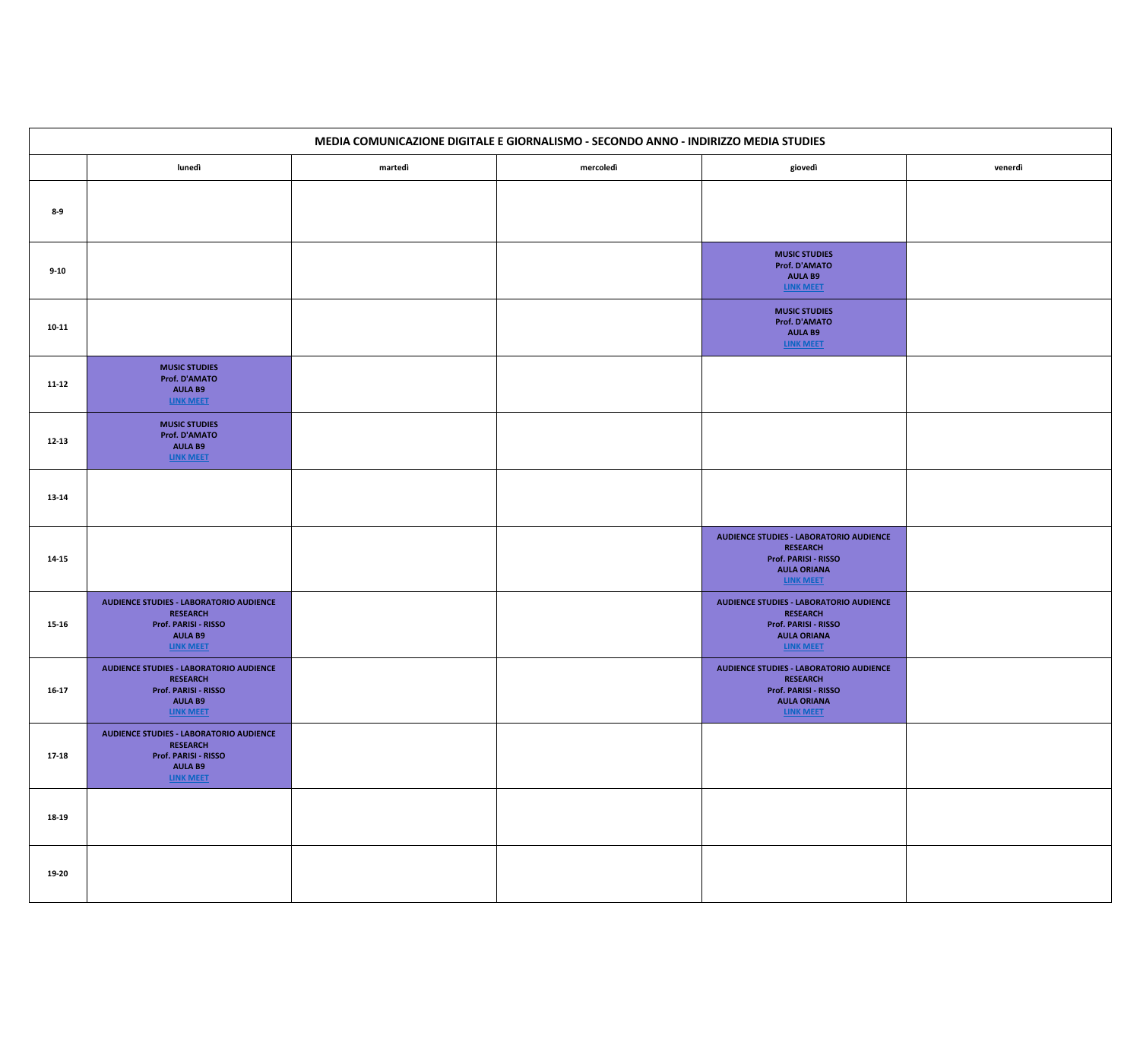| MEDIA COMUNICAZIONE DIGITALE E GIORNALISMO - SECONDO ANNO - INDIRIZZO MEDIA STUDIES | | | | | |
|---|---|---|---|---|---|
| | lunedì | martedì | mercoledì | giovedì | venerdì |
| 8-9 | | | | | |
| 9-10 | | | | **MUSIC STUDIES Prof. D'AMATO AULA B9** LINK MEET | |
| 10-11 | | | | **MUSIC STUDIES Prof. D'AMATO AULA B9** LINK MEET | |
| 11-12 | **MUSIC STUDIES Prof. D'AMATO AULA B9** LINK MEET | | | | |
| 12-13 | **MUSIC STUDIES Prof. D'AMATO AULA B9** LINK MEET | | | | |
| 13-14 | | | | | |
| 14-15 | | | | **AUDIENCE STUDIES - LABORATORIO AUDIENCE RESEARCH Prof. PARISI - RISSO AULA ORIANA** LINK MEET | |
| 15-16 | **AUDIENCE STUDIES - LABORATORIO AUDIENCE RESEARCH Prof. PARISI - RISSO AULA B9** LINK MEET | | | **AUDIENCE STUDIES - LABORATORIO AUDIENCE RESEARCH Prof. PARISI - RISSO AULA ORIANA** LINK MEET | |
| 16-17 | **AUDIENCE STUDIES - LABORATORIO AUDIENCE RESEARCH Prof. PARISI - RISSO AULA B9** LINK MEET | | | **AUDIENCE STUDIES - LABORATORIO AUDIENCE RESEARCH Prof. PARISI - RISSO AULA ORIANA** LINK MEET | |
| 17-18 | **AUDIENCE STUDIES - LABORATORIO AUDIENCE RESEARCH Prof. PARISI - RISSO AULA B9** LINK MEET | | | | |
| 18-19 | | | | | |
| 19-20 | | | | | |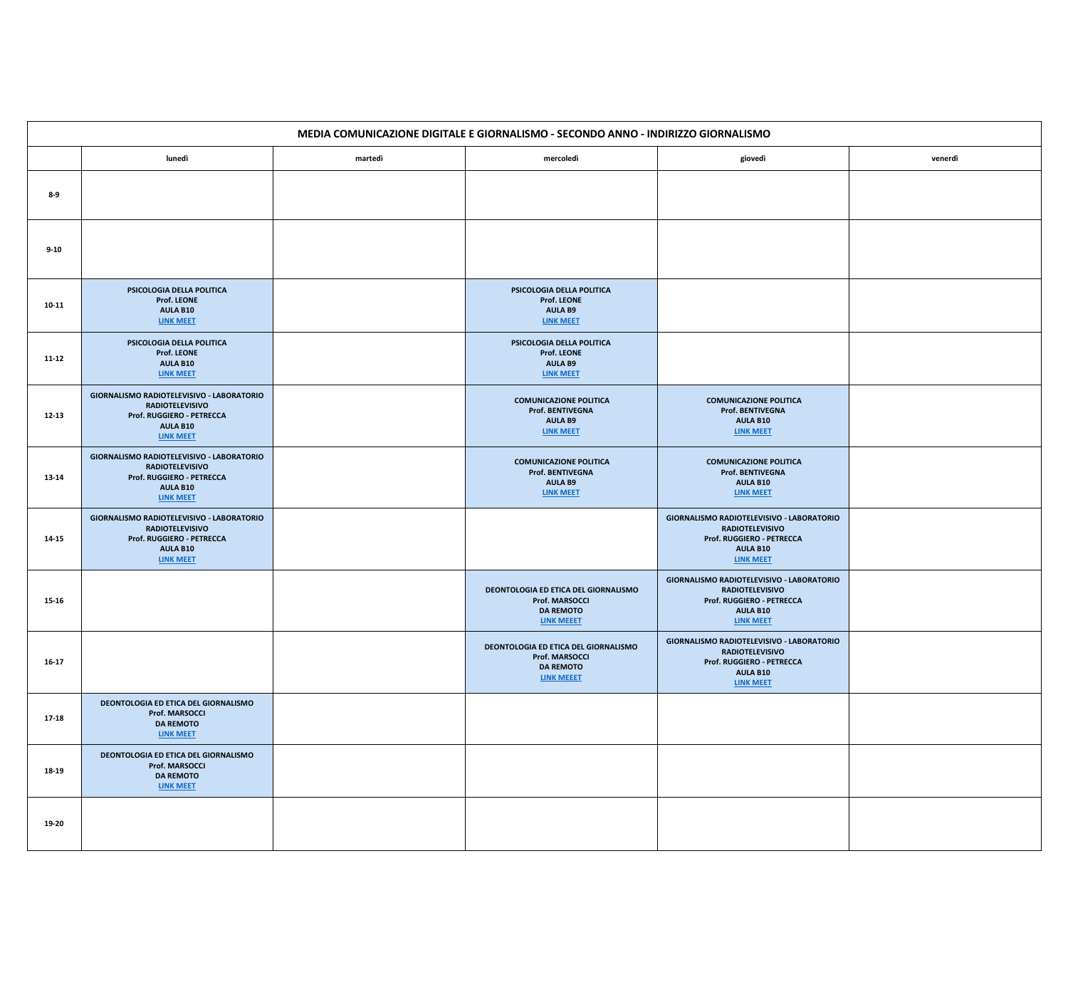| MEDIA COMUNICAZIONE DIGITALE E GIORNALISMO - SECONDO ANNO - INDIRIZZO GIORNALISMO | | | | | |
|---|---|---|---|---|---|
| | **lunedì** | **martedì** | **mercoledì** | **giovedì** | **venerdì** |
| **8-9** | | | | | |
| **9-10** | | | | | |
| **10-11** | **PSICOLOGIA DELLA POLITICA** **Prof. LEONE** **AULA B10** **LINK MEET** | | **PSICOLOGIA DELLA POLITICA** **Prof. LEONE** **AULA B9** **LINK MEET** | | |
| **11-12** | **PSICOLOGIA DELLA POLITICA** **Prof. LEONE** **AULA B10** **LINK MEET** | | **PSICOLOGIA DELLA POLITICA** **Prof. LEONE** **AULA B9** **LINK MEET** | | |
| **12-13** | **GIORNALISMO RADIOTELEVISIVO - LABORATORIO RADIOTELEVISIVO** **Prof. RUGGIERO - PETRECCA** **AULA B10** **LINK MEET** | | **COMUNICAZIONE POLITICA** **Prof. BENTIVEGNA** **AULA B9** **LINK MEET** | **COMUNICAZIONE POLITICA** **Prof. BENTIVEGNA** **AULA B10** **LINK MEET** | |
| **13-14** | **GIORNALISMO RADIOTELEVISIVO - LABORATORIO RADIOTELEVISIVO** **Prof. RUGGIERO - PETRECCA** **AULA B10** **LINK MEET** | | **COMUNICAZIONE POLITICA** **Prof. BENTIVEGNA** **AULA B9** **LINK MEET** | **COMUNICAZIONE POLITICA** **Prof. BENTIVEGNA** **AULA B10** **LINK MEET** | |
| **14-15** | **GIORNALISMO RADIOTELEVISIVO - LABORATORIO RADIOTELEVISIVO** **Prof. RUGGIERO - PETRECCA** **AULA B10** **LINK MEET** | | | **GIORNALISMO RADIOTELEVISIVO - LABORATORIO RADIOTELEVISIVO** **Prof. RUGGIERO - PETRECCA** **AULA B10** **LINK MEET** | |
| **15-16** | | | **DEONTOLOGIA ED ETICA DEL GIORNALISMO** **Prof. MARSOCCI** **DA REMOTO** **LINK MEEET** | **GIORNALISMO RADIOTELEVISIVO - LABORATORIO RADIOTELEVISIVO** **Prof. RUGGIERO - PETRECCA** **AULA B10** **LINK MEET** | |
| **16-17** | | | **DEONTOLOGIA ED ETICA DEL GIORNALISMO** **Prof. MARSOCCI** **DA REMOTO** **LINK MEEET** | **GIORNALISMO RADIOTELEVISIVO - LABORATORIO RADIOTELEVISIVO** **Prof. RUGGIERO - PETRECCA** **AULA B10** **LINK MEET** | |
| **17-18** | **DEONTOLOGIA ED ETICA DEL GIORNALISMO** **Prof. MARSOCCI** **DA REMOTO** **LINK MEET** | | | | |
| **18-19** | **DEONTOLOGIA ED ETICA DEL GIORNALISMO** **Prof. MARSOCCI** **DA REMOTO** **LINK MEET** | | | | |
| **19-20** | | | | | |